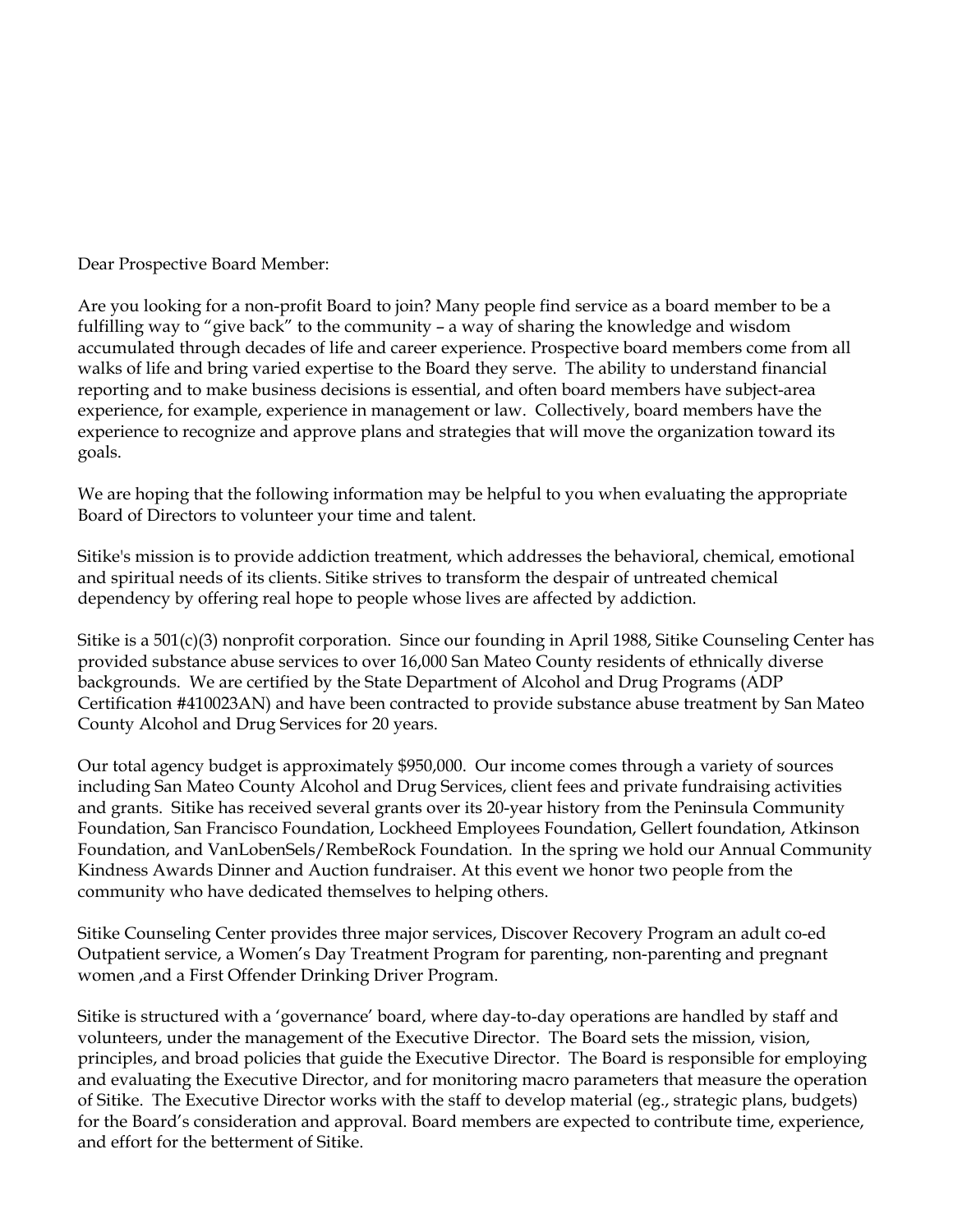Dear Prospective Board Member:

Are you looking for a non-profit Board to join? Many people find service as a board member to be a fulfilling way to "give back" to the community – a way of sharing the knowledge and wisdom accumulated through decades of life and career experience. Prospective board members come from all walks of life and bring varied expertise to the Board they serve. The ability to understand financial reporting and to make business decisions is essential, and often board members have subject-area experience, for example, experience in management or law. Collectively, board members have the experience to recognize and approve plans and strategies that will move the organization toward its goals.

We are hoping that the following information may be helpful to you when evaluating the appropriate Board of Directors to volunteer your time and talent.

Sitike's mission is to provide addiction treatment, which addresses the behavioral, chemical, emotional and spiritual needs of its clients. Sitike strives to transform the despair of untreated chemical dependency by offering real hope to people whose lives are affected by addiction.

Sitike is a 501(c)(3) nonprofit corporation. Since our founding in April 1988, Sitike Counseling Center has provided substance abuse services to over 16,000 San Mateo County residents of ethnically diverse backgrounds. We are certified by the State Department of Alcohol and Drug Programs (ADP Certification #410023AN) and have been contracted to provide substance abuse treatment by San Mateo County Alcohol and Drug Services for 20 years.

Our total agency budget is approximately $950,000. Our income comes through a variety of sources including San Mateo County Alcohol and Drug Services, client fees and private fundraising activities and grants. Sitike has received several grants over its 20-year history from the Peninsula Community Foundation, San Francisco Foundation, Lockheed Employees Foundation, Gellert foundation, Atkinson Foundation, and VanLobenSels/RembeRock Foundation. In the spring we hold our Annual Community Kindness Awards Dinner and Auction fundraiser. At this event we honor two people from the community who have dedicated themselves to helping others.

Sitike Counseling Center provides three major services, Discover Recovery Program an adult co-ed Outpatient service, a Women's Day Treatment Program for parenting, non-parenting and pregnant women ,and a First Offender Drinking Driver Program.

Sitike is structured with a 'governance' board, where day-to-day operations are handled by staff and volunteers, under the management of the Executive Director. The Board sets the mission, vision, principles, and broad policies that guide the Executive Director. The Board is responsible for employing and evaluating the Executive Director, and for monitoring macro parameters that measure the operation of Sitike. The Executive Director works with the staff to develop material (eg., strategic plans, budgets) for the Board's consideration and approval. Board members are expected to contribute time, experience, and effort for the betterment of Sitike.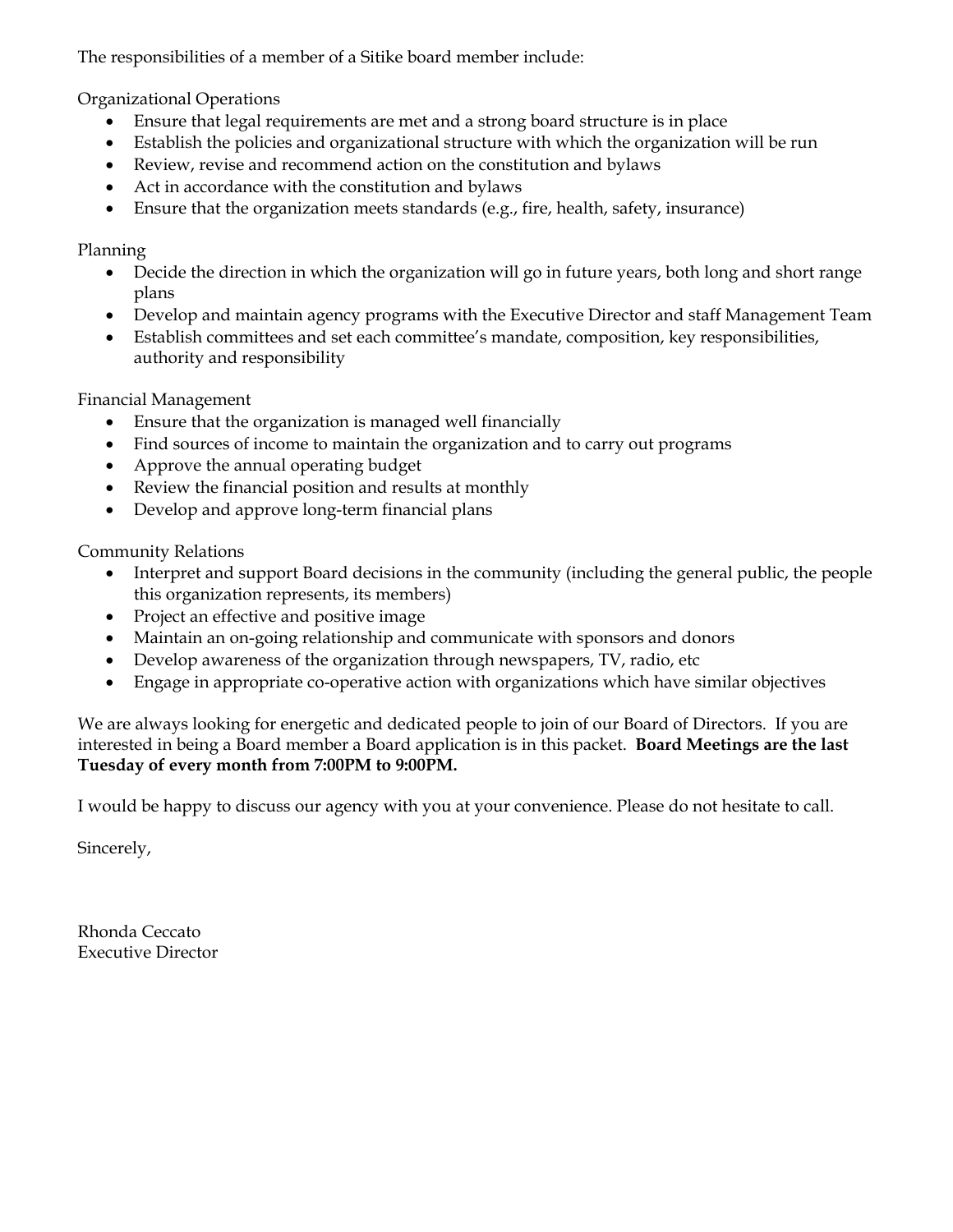The responsibilities of a member of a Sitike board member include:

Organizational Operations

- Ensure that legal requirements are met and a strong board structure is in place
- Establish the policies and organizational structure with which the organization will be run
- Review, revise and recommend action on the constitution and bylaws
- Act in accordance with the constitution and bylaws
- Ensure that the organization meets standards (e.g., fire, health, safety, insurance)

Planning

- Decide the direction in which the organization will go in future years, both long and short range plans
- Develop and maintain agency programs with the Executive Director and staff Management Team
- Establish committees and set each committee's mandate, composition, key responsibilities, authority and responsibility

Financial Management

- Ensure that the organization is managed well financially
- Find sources of income to maintain the organization and to carry out programs
- Approve the annual operating budget
- Review the financial position and results at monthly
- Develop and approve long-term financial plans

Community Relations

- Interpret and support Board decisions in the community (including the general public, the people this organization represents, its members)
- Project an effective and positive image
- Maintain an on-going relationship and communicate with sponsors and donors
- Develop awareness of the organization through newspapers, TV, radio, etc
- Engage in appropriate co-operative action with organizations which have similar objectives

We are always looking for energetic and dedicated people to join of our Board of Directors. If you are interested in being a Board member a Board application is in this packet. **Board Meetings are the last Tuesday of every month from 7:00PM to 9:00PM.**

I would be happy to discuss our agency with you at your convenience. Please do not hesitate to call.

Sincerely,

Rhonda Ceccato
Executive Director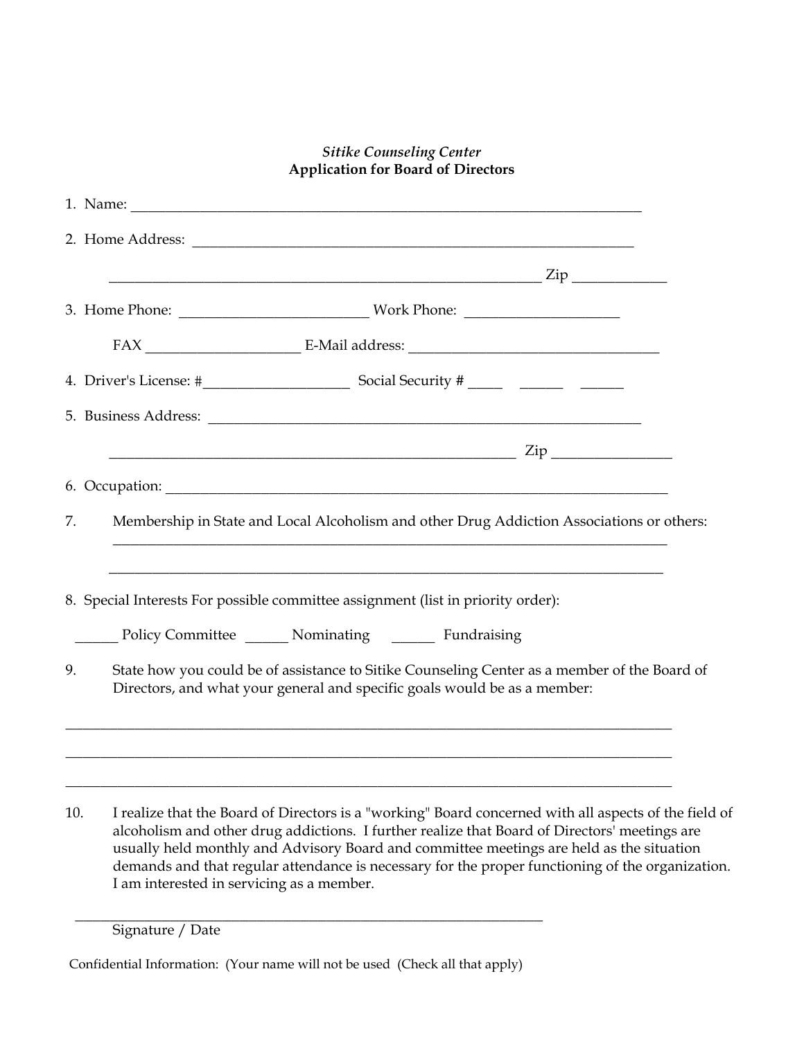*Sitike Counseling Center*
**Application for Board of Directors**

1. Name: ______________________________________________________________________

2. Home Address: ____________________________________________________________

   ___________________________________________________________ Zip ____________

3. Home Phone: __________________________ Work Phone: _____________________

   FAX _____________________ E-Mail address: __________________________________

4. Driver's License: #____________________ Social Security # _____ ______ ______

5. Business Address: ___________________________________________________________

   ________________________________________________________ Zip ________________

6. Occupation: ____________________________________________________________________

7. Membership in State and Local Alcoholism and other Drug Addiction Associations or others:
   ____________________________________________________________________________

   ____________________________________________________________________________

8. Special Interests For possible committee assignment (list in priority order):

   ______ Policy Committee ______ Nominating ______ Fundraising

9. State how you could be of assistance to Sitike Counseling Center as a member of the Board of Directors, and what your general and specific goals would be as a member:

____________________________________________________________________________________

____________________________________________________________________________________

____________________________________________________________________________________

10. I realize that the Board of Directors is a "working" Board concerned with all aspects of the field of alcoholism and other drug addictions. I further realize that Board of Directors' meetings are usually held monthly and Advisory Board and committee meetings are held as the situation demands and that regular attendance is necessary for the proper functioning of the organization. I am interested in servicing as a member.

_________________________________________________________________
Signature / Date

Confidential Information: (Your name will not be used (Check all that apply)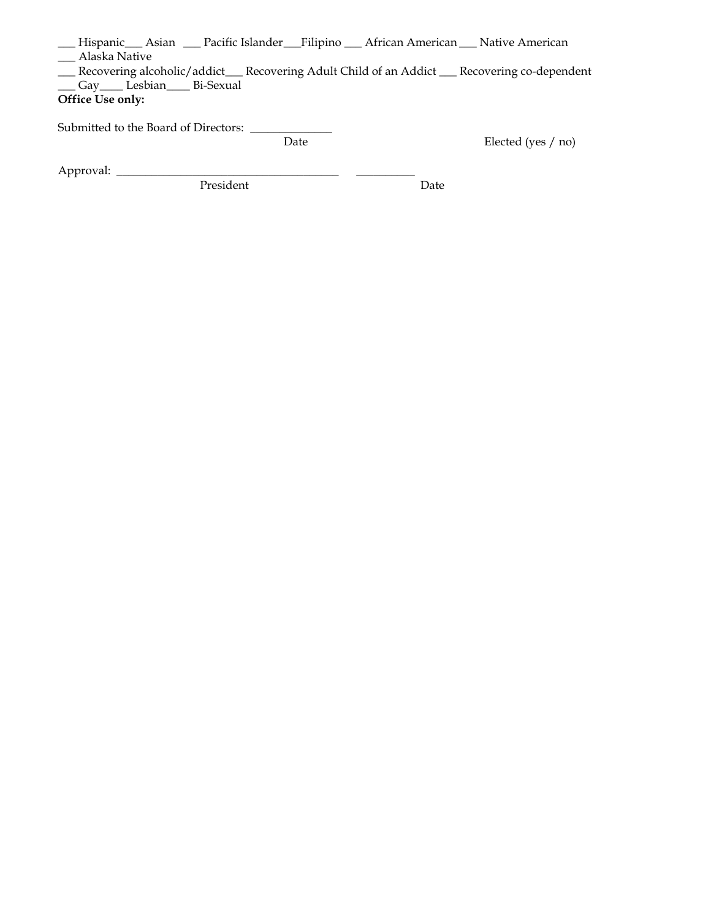___ Hispanic___ Asian ___ Pacific Islander___Filipino ___ African American___ Native American
___ Alaska Native
___ Recovering alcoholic/addict___ Recovering Adult Child of an Addict ___ Recovering co-dependent
___ Gay____ Lesbian____ Bi-Sexual

**Office Use only:**

Submitted to the Board of Directors: ______________
Date

Elected (yes / no)

Approval: ______________________________________ __________
President Date